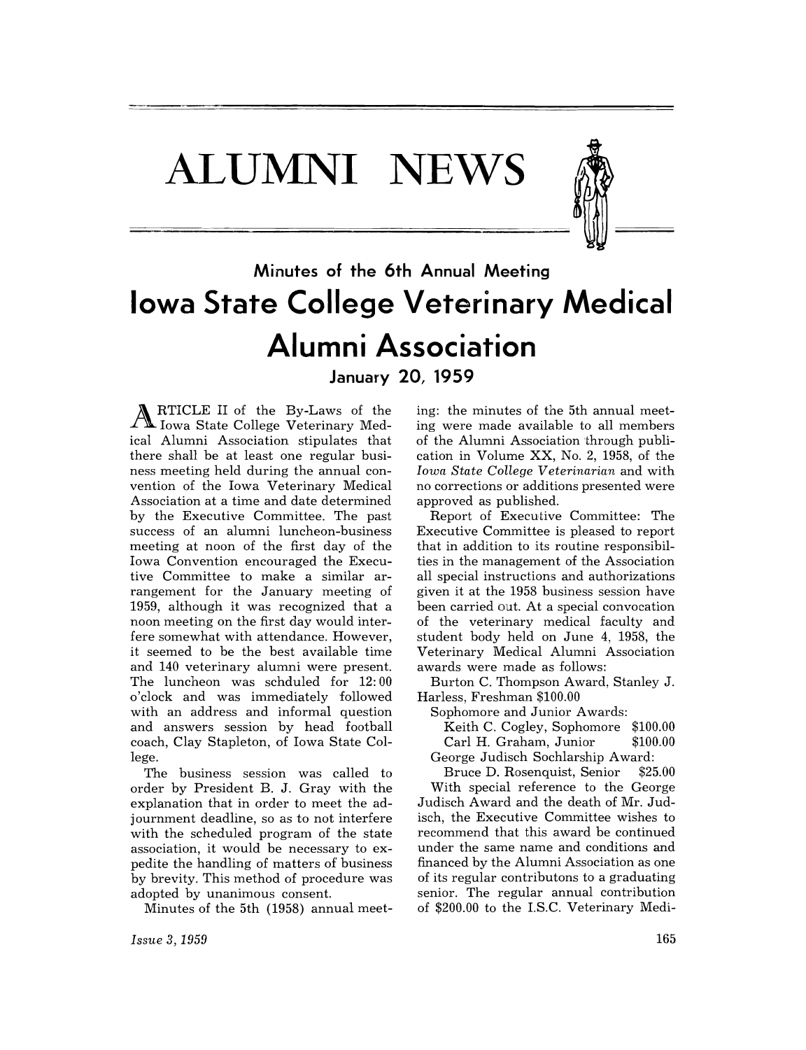# ALUMNI NEWS

### Minutes of the 6th Annual Meeting

## Iowa State College Veterinary Medical Alumni Association

### January 20, 1959

ARTICLE II of the By-Laws of the Iowa State College Veterinary Medical Alumni Association stipulates that there shall be at least one regular business meeting held during the annual convention of the Iowa Veterinary Medical Association at a time and date determined by the Executive Committee. The past success of an alumni luncheon-business meeting at noon of the first day of the Iowa Convention encouraged the Executive Committee to make a similar arrangement for the January meeting of 1959, although it was recognized that a noon meeting on the first day would interfere somewhat with attendance. However, it seemed to be the best available time and 140 veterinary alumni were present. The luncheon was schduled for 12:00 o'clock and was immediately followed with an address and informal question and answers session by head football coach, Clay Stapleton, of Iowa State College.

The business session was called to order by President B. J. Gray with the explanation that in order to meet the adjournment deadline, so as to not interfere with the scheduled program of the state association, it would be necessary to expedite the handling of matters of business by brevity. This method of procedure was adopted by unanimous consent.

Minutes of the 5th (1958) annual meeting: the minutes of the 5th annual meeting were made available to all members of the Alumni Association through publication in Volume XX, No. 2, 1958, of the *Iowa State College Veterinarian* and with no corrections or additions presented were approved as published.

Report of Executive Committee: The Executive Committee is pleased to report that in addition to its routine responsibilties in the management of the Association all special instructions and authorizations given it at the 1958 business session have been carried out. At a special convocation of the veterinary medical faculty and student body held on June 4, 1958, the Veterinary Medical Alumni Association awards were made as follows:

Burton C. Thompson Award, Stanley J. Harless, Freshman $100.00

Sophomore and Junior Awards:

Keith C. Cogley, Sophomore $100.00

Carl H. Graham, Junior $100.00

George Judisch Sochlarship Award:

Bruce D. Rosenquist, Senior $25.00

With special reference to the George Judisch Award and the death of Mr. Judisch, the Executive Committee wishes to recommend that this award be continued under the same name and conditions and financed by the Alumni Association as one of its regular contributons to a graduating senior. The regular annual contribution of $200.00 to the I.S.C. Veterinary Medi-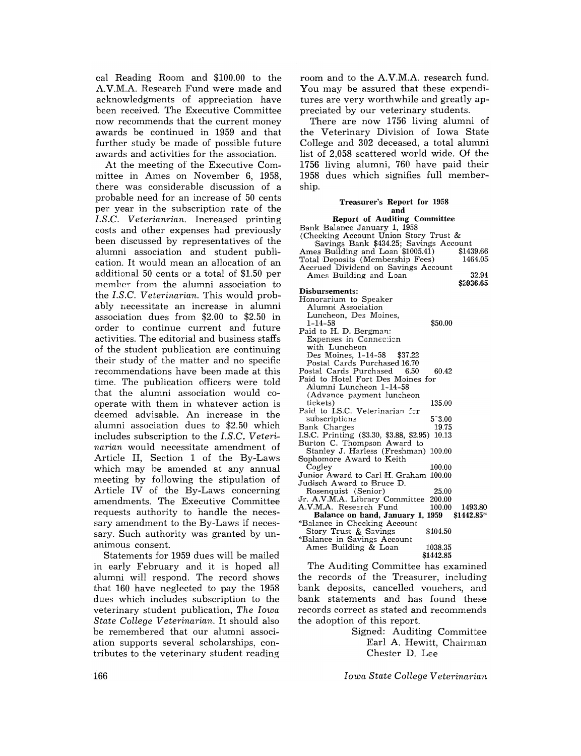cal Reading Room and $100.00 to the A.V.M.A. Research Fund were made and acknowledgments of appreciation have been received. The Executive Committee now recommends that the current money awards be continued in 1959 and that further study be made of possible future awards and activities for the association.

At the meeting of the Executive Committee in Ames on November 6, 1958, there was considerable discussion of a probable need for an increase of 50 cents per year in the subscription rate of the *I.S.C. Veterianrian.* Increased printing costs and other expenses had previously been discussed by representatives of the alumni association and student publication. It would mean an allocation of an additional 50 cents or a total of $1.50 per member from the alumni association to the *I.S.C. Veterinarian.* This would probably necessitate an increase in alumni association dues from $2.00 to $2.50 in order to continue current and future activities. The editorial and business staffs of the student publication are continuing their study of the matter and no specific recommendations have been made at this time. The publication officers were told that the alumni association would cooperate with them in whatever action is deemed advisable. An increase in the alumni association dues to $2.50 which includes subscription to the *I.S.C. Veterinarian* would necessitate amendment of Article II, Section 1 of the By-Laws which may be amended at any annual meeting by following the stipulation of Article IV of the By-Laws concerning amendments. The Executive Committee requests authority to handle the necessary amendment to the By-Laws if necessary. Such authority was granted by unanimous consent.

Statements for 1959 dues will be mailed in early February and it is hoped all alumni will respond. The record shows that 160 have neglected to pay the 1958 dues which includes subscription to the veterinary student publication, *The Iowa State College Veterinarian.* It should also be remembered that our alumni association supports several scholarships, contributes to the veterinary student reading room and to the A.V.M.A. research fund. You may be assured that these expenditures are very worthwhile and greatly appreciated by our veterinary students.

There are now 1756 living alumni of the Veterinary Division of Iowa State College and 302 deceased, a total alumni list of 2,058 scattered world wide. Of the 1756 living alumni, 760 have paid their 1958 dues which signifies full membership.

**Treasurer's Report for 1958 and Report of Auditing Committee**

| | | |
|---|---|---|
| Bank Balance January 1, 1958 (Checking Account Union Story Trust & Savings Bank $434.25; Savings Account Ames Building and Loan $1005.41) | | $1439.66 |
| Total Deposits (Membership Fees) | | 1464.05 |
| Accrued Dividend on Savings Account Ames Building and Loan | | 32.94 |
| | | $2936.65 |
| **Disbursements:** | | |
| Honorarium to Speaker Alumni Association Luncheon, Des Moines, 1-14-58 | $50.00 | |
| Paid to H. D. Bergman: Expenses in Connection with Luncheon Des Moines, 1-14-58 $37.22; Postal Cards Purchased 16.70; Postal Cards Purchased 6.50 | 60.42 | |
| Paid to Hotel Fort Des Moines for Alumni Luncheon 1-14-58 (Advance payment luncheon tickets) | 135.00 | |
| Paid to I.S.C. Veterinarian for subscriptions | 5?3.00 | |
| Bank Charges | 19.75 | |
| I.S.C. Printing ($3.30, $3.88, $2.95) | 10.13 | |
| Burton C. Thompson Award to Stanley J. Harless (Freshman) | 100.00 | |
| Sophomore Award to Keith Cogley | 100.00 | |
| Junior Award to Carl H. Graham | 100.00 | |
| Judisch Award to Bruce D. Rosenquist (Senior) | 25.00 | |
| Jr. A.V.M.A. Library Committee | 200.00 | |
| A.V.M.A. Research Fund | 100.00 | 1493.80 |
| **Balance on hand, January 1, 1959** | | $1442.85* |
| *Balance in Checking Account Story Trust & Savings | $404.50 | |
| *Balance in Savings Account Ames Building & Loan | 1038.35 | |
| | $1442.85 | |

The Auditing Committee has examined the records of the Treasurer, including bank deposits, cancelled vouchers, and bank statements and has found these records correct as stated and recommends the adoption of this report.

Signed: Auditing Committee
Earl A. Hewitt, Chairman
Chester D. Lee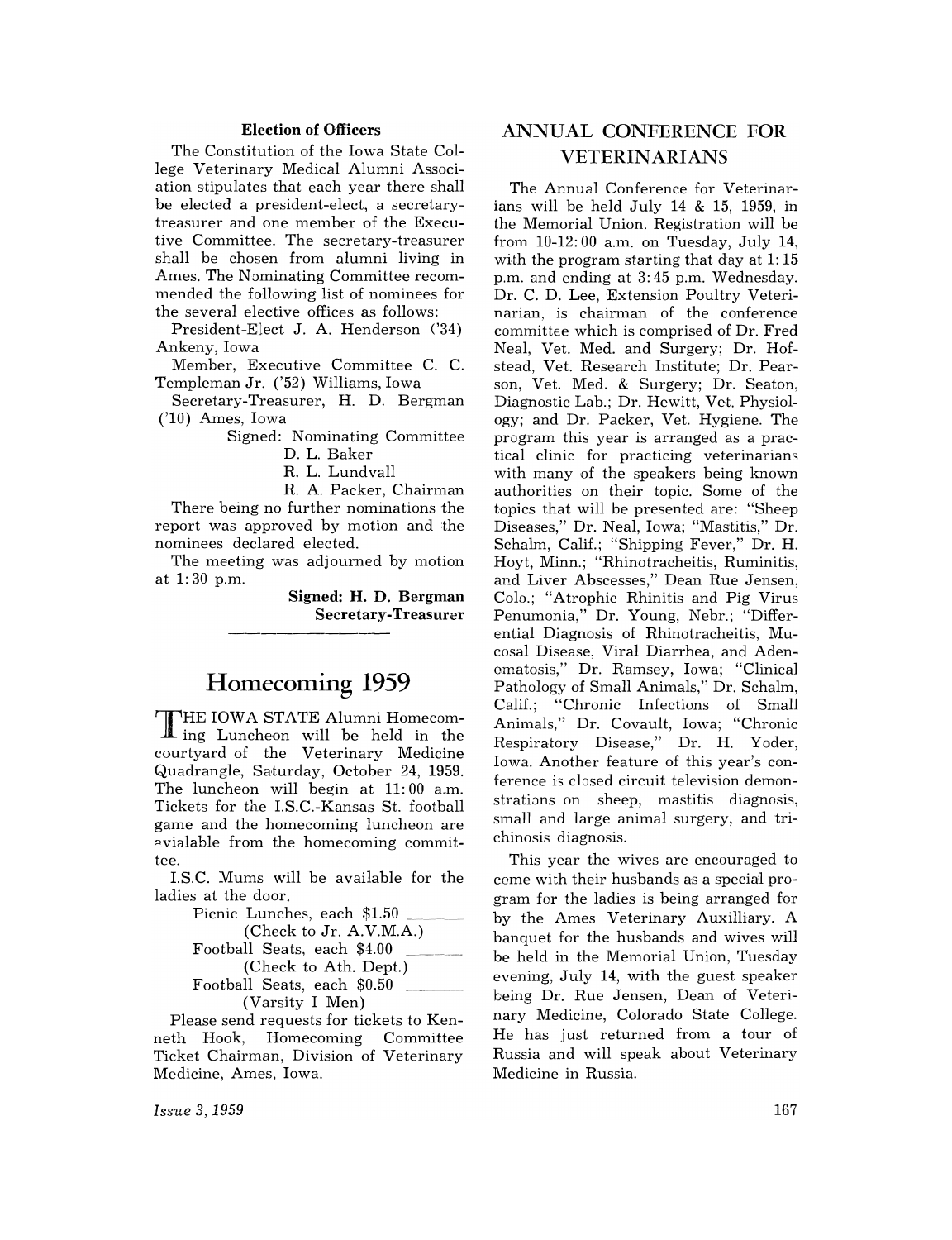### Election of Officers

The Constitution of the Iowa State College Veterinary Medical Alumni Association stipulates that each year there shall be elected a president-elect, a secretary-treasurer and one member of the Executive Committee. The secretary-treasurer shall be chosen from alumni living in Ames. The Nominating Committee recommended the following list of nominees for the several elective offices as follows:

President-Elect J. A. Henderson ('34) Ankeny, Iowa

Member, Executive Committee C. C. Templeman Jr. ('52) Williams, Iowa

Secretary-Treasurer, H. D. Bergman ('10) Ames, Iowa

Signed: Nominating Committee
D. L. Baker
R. L. Lundvall
R. A. Packer, Chairman

There being no further nominations the report was approved by motion and the nominees declared elected.

The meeting was adjourned by motion at 1:30 p.m.

**Signed: H. D. Bergman**
**Secretary-Treasurer**

---

## Homecoming 1959

THE IOWA STATE Alumni Homecoming Luncheon will be held in the courtyard of the Veterinary Medicine Quadrangle, Saturday, October 24, 1959. The luncheon will begin at 11:00 a.m. Tickets for the I.S.C.-Kansas St. football game and the homecoming luncheon are avialable from the homecoming committee.

I.S.C. Mums will be available for the ladies at the door.

Picnic Lunches, each $1.50 ______
(Check to Jr. A.V.M.A.)
Football Seats, each $4.00 ______
(Check to Ath. Dept.)
Football Seats, each $0.50 ______
(Varsity I Men)

Please send requests for tickets to Kenneth Hook, Homecoming Committee Ticket Chairman, Division of Veterinary Medicine, Ames, Iowa.

## ANNUAL CONFERENCE FOR VETERINARIANS

The Annual Conference for Veterinarians will be held July 14 & 15, 1959, in the Memorial Union. Registration will be from 10-12:00 a.m. on Tuesday, July 14, with the program starting that day at 1:15 p.m. and ending at 3:45 p.m. Wednesday. Dr. C. D. Lee, Extension Poultry Veterinarian, is chairman of the conference committee which is comprised of Dr. Fred Neal, Vet. Med. and Surgery; Dr. Hofstead, Vet. Research Institute; Dr. Pearson, Vet. Med. & Surgery; Dr. Seaton, Diagnostic Lab.; Dr. Hewitt, Vet. Physiology; and Dr. Packer, Vet. Hygiene. The program this year is arranged as a practical clinic for practicing veterinarians with many of the speakers being known authorities on their topic. Some of the topics that will be presented are: "Sheep Diseases," Dr. Neal, Iowa; "Mastitis," Dr. Schalm, Calif.; "Shipping Fever," Dr. H. Hoyt, Minn.; "Rhinotracheitis, Ruminitis, and Liver Abscesses," Dean Rue Jensen, Colo.; "Atrophic Rhinitis and Pig Virus Penumonia," Dr. Young, Nebr.; "Differential Diagnosis of Rhinotracheitis, Mucosal Disease, Viral Diarrhea, and Adenomatosis," Dr. Ramsey, Iowa; "Clinical Pathology of Small Animals," Dr. Schalm, Calif.; "Chronic Infections of Small Animals," Dr. Covault, Iowa; "Chronic Respiratory Disease," Dr. H. Yoder, Iowa. Another feature of this year's conference is closed circuit television demonstrations on sheep, mastitis diagnosis, small and large animal surgery, and trichinosis diagnosis.

This year the wives are encouraged to come with their husbands as a special program for the ladies is being arranged for by the Ames Veterinary Auxilliary. A banquet for the husbands and wives will be held in the Memorial Union, Tuesday evening, July 14, with the guest speaker being Dr. Rue Jensen, Dean of Veterinary Medicine, Colorado State College. He has just returned from a tour of Russia and will speak about Veterinary Medicine in Russia.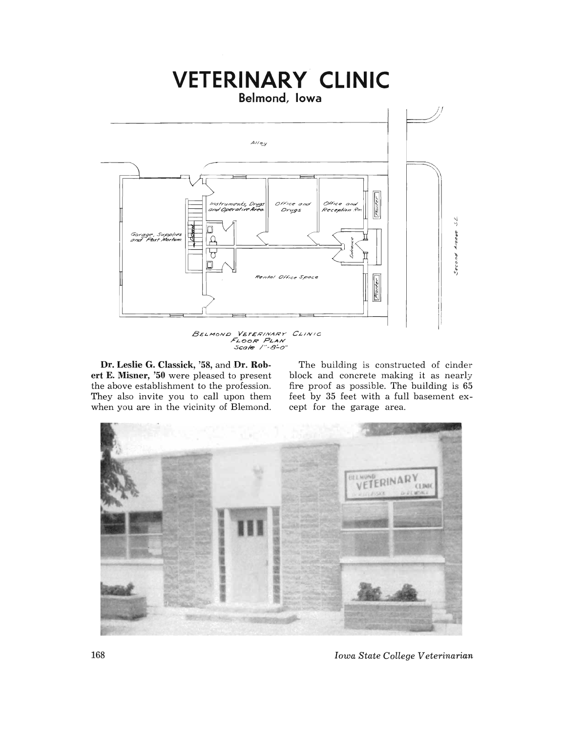# VETERINARY CLINIC

## Belmond, Iowa

Alley

Instruments, Drugs and Operative Area

Office and Drugs

Office and Reception Rm.

Planter

Garage, Supplies and Post Mortem

Entrance

Rental Office Space

Planter

Second Avenue S.E.

BELMOND VETERINARY CLINIC
FLOOR PLAN
Scale 1"-8'-0"

**Dr. Leslie G. Classick, '58,** and **Dr. Robert E. Misner, '50** were pleased to present the above establishment to the profession. They also invite you to call upon them when you are in the vicinity of Blemond.

The building is constructed of cinder block and concrete making it as nearly fire proof as possible. The building is 65 feet by 35 feet with a full basement except for the garage area.